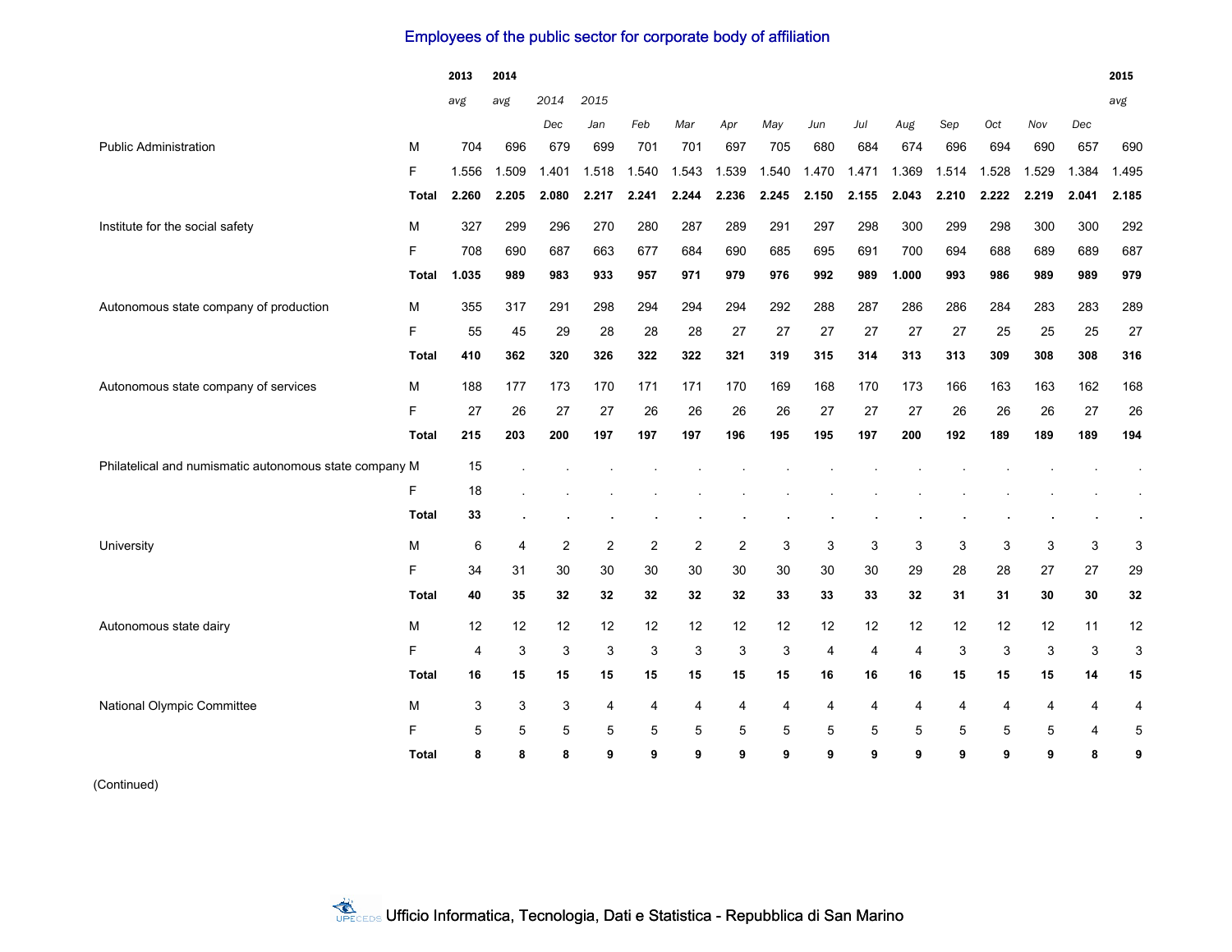# Employees of the public sector for corporate body of affiliation

| | | 2013 | 2014 | | | | | | | | | | | | | | 2015 |
|---|---|---|---|---|---|---|---|---|---|---|---|---|---|---|---|---|---|
| | | *avg* | *avg* | *2014* | *2015* | | | | | | | | | | | | *avg* |
| | | | | *Dec* | *Jan* | *Feb* | *Mar* | *Apr* | *May* | *Jun* | *Jul* | *Aug* | *Sep* | *Oct* | *Nov* | *Dec* | |
| Public Administration | M | 704 | 696 | 679 | 699 | 701 | 701 | 697 | 705 | 680 | 684 | 674 | 696 | 694 | 690 | 657 | 690 |
| | F | 1.556 | 1.509 | 1.401 | 1.518 | 1.540 | 1.543 | 1.539 | 1.540 | 1.470 | 1.471 | 1.369 | 1.514 | 1.528 | 1.529 | 1.384 | 1.495 |
| | **Total** | **2.260** | **2.205** | **2.080** | **2.217** | **2.241** | **2.244** | **2.236** | **2.245** | **2.150** | **2.155** | **2.043** | **2.210** | **2.222** | **2.219** | **2.041** | **2.185** |
| Institute for the social safety | M | 327 | 299 | 296 | 270 | 280 | 287 | 289 | 291 | 297 | 298 | 300 | 299 | 298 | 300 | 300 | 292 |
| | F | 708 | 690 | 687 | 663 | 677 | 684 | 690 | 685 | 695 | 691 | 700 | 694 | 688 | 689 | 689 | 687 |
| | **Total** | **1.035** | **989** | **983** | **933** | **957** | **971** | **979** | **976** | **992** | **989** | **1.000** | **993** | **986** | **989** | **989** | **979** |
| Autonomous state company of production | M | 355 | 317 | 291 | 298 | 294 | 294 | 294 | 292 | 288 | 287 | 286 | 286 | 284 | 283 | 283 | 289 |
| | F | 55 | 45 | 29 | 28 | 28 | 28 | 27 | 27 | 27 | 27 | 27 | 27 | 25 | 25 | 25 | 27 |
| | **Total** | **410** | **362** | **320** | **326** | **322** | **322** | **321** | **319** | **315** | **314** | **313** | **313** | **309** | **308** | **308** | **316** |
| Autonomous state company of services | M | 188 | 177 | 173 | 170 | 171 | 171 | 170 | 169 | 168 | 170 | 173 | 166 | 163 | 163 | 162 | 168 |
| | F | 27 | 26 | 27 | 27 | 26 | 26 | 26 | 26 | 27 | 27 | 27 | 26 | 26 | 26 | 27 | 26 |
| | **Total** | **215** | **203** | **200** | **197** | **197** | **197** | **196** | **195** | **195** | **197** | **200** | **192** | **189** | **189** | **189** | **194** |
| Philatelical and numismatic autonomous state company | M | 15 | . | . | . | . | . | . | . | . | . | . | . | . | . | . | . |
| | F | 18 | . | . | . | . | . | . | . | . | . | . | . | . | . | . | . |
| | **Total** | **33** | **.** | **.** | **.** | **.** | **.** | **.** | **.** | **.** | **.** | **.** | **.** | **.** | **.** | **.** | **.** |
| University | M | 6 | 4 | 2 | 2 | 2 | 2 | 2 | 3 | 3 | 3 | 3 | 3 | 3 | 3 | 3 | 3 |
| | F | 34 | 31 | 30 | 30 | 30 | 30 | 30 | 30 | 30 | 30 | 29 | 28 | 28 | 27 | 27 | 29 |
| | **Total** | **40** | **35** | **32** | **32** | **32** | **32** | **32** | **33** | **33** | **33** | **32** | **31** | **31** | **30** | **30** | **32** |
| Autonomous state dairy | M | 12 | 12 | 12 | 12 | 12 | 12 | 12 | 12 | 12 | 12 | 12 | 12 | 12 | 12 | 11 | 12 |
| | F | 4 | 3 | 3 | 3 | 3 | 3 | 3 | 3 | 4 | 4 | 4 | 3 | 3 | 3 | 3 | 3 |
| | **Total** | **16** | **15** | **15** | **15** | **15** | **15** | **15** | **15** | **16** | **16** | **16** | **15** | **15** | **15** | **14** | **15** |
| National Olympic Committee | M | 3 | 3 | 3 | 4 | 4 | 4 | 4 | 4 | 4 | 4 | 4 | 4 | 4 | 4 | 4 | 4 |
| | F | 5 | 5 | 5 | 5 | 5 | 5 | 5 | 5 | 5 | 5 | 5 | 5 | 5 | 5 | 4 | 5 |
| | **Total** | **8** | **8** | **8** | **9** | **9** | **9** | **9** | **9** | **9** | **9** | **9** | **9** | **9** | **9** | **8** | **9** |

(Continued)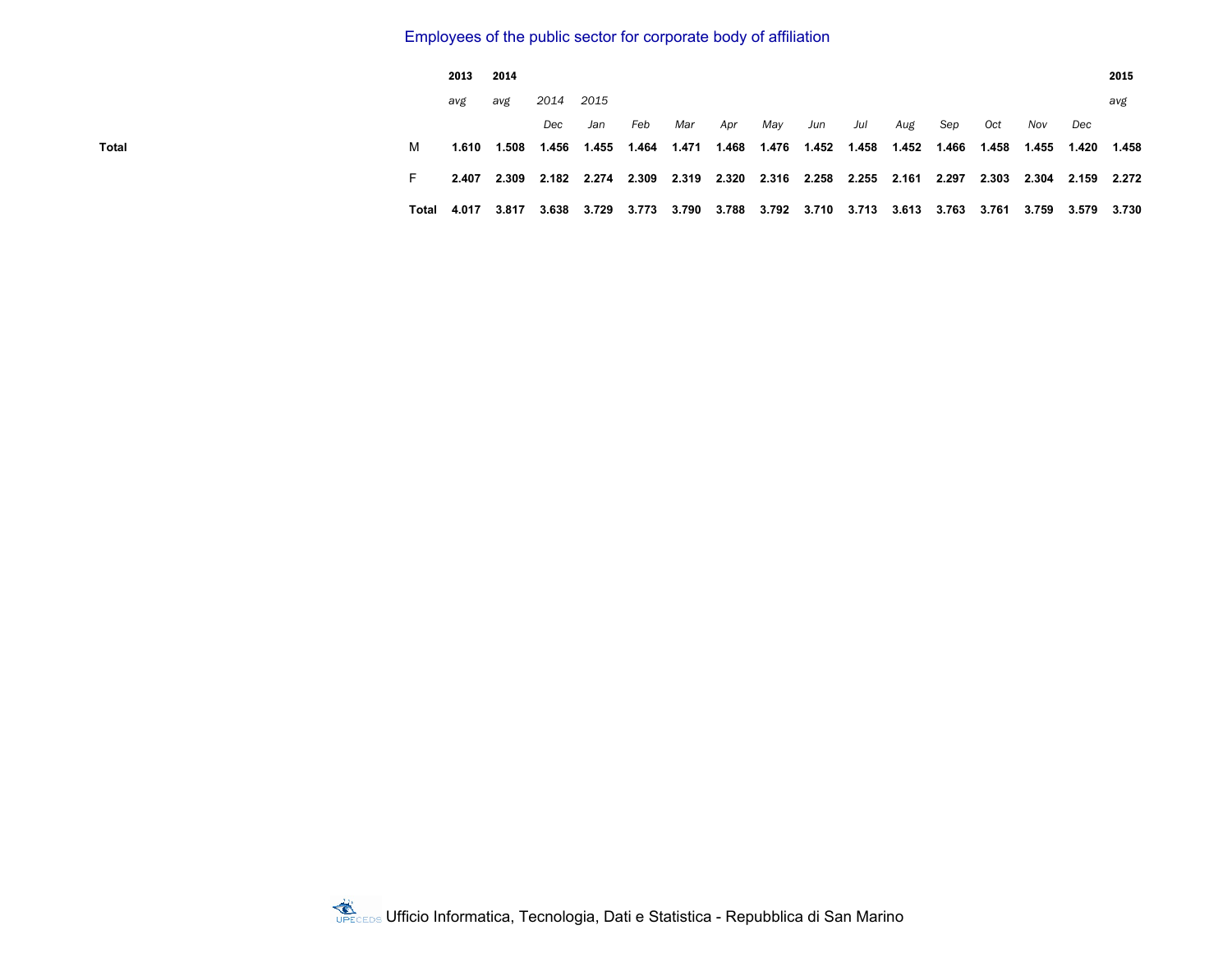## Employees of the public sector for corporate body of affiliation

| | | 2013 | 2014 | | | | | | | | | | | | | | 2015 |
|---|---|---|---|---|---|---|---|---|---|---|---|---|---|---|---|---|---|
| | | *avg* | *avg* | *2014* | *2015* | | | | | | | | | | | | *avg* |
| | | | | *Dec* | *Jan* | *Feb* | *Mar* | *Apr* | *May* | *Jun* | *Jul* | *Aug* | *Sep* | *Oct* | *Nov* | *Dec* | |
| **Total** | M | **1.610** | **1.508** | **1.456** | **1.455** | **1.464** | **1.471** | **1.468** | **1.476** | **1.452** | **1.458** | **1.452** | **1.466** | **1.458** | **1.455** | **1.420** | **1.458** |
| | F | **2.407** | **2.309** | **2.182** | **2.274** | **2.309** | **2.319** | **2.320** | **2.316** | **2.258** | **2.255** | **2.161** | **2.297** | **2.303** | **2.304** | **2.159** | **2.272** |
| | **Total** | **4.017** | **3.817** | **3.638** | **3.729** | **3.773** | **3.790** | **3.788** | **3.792** | **3.710** | **3.713** | **3.613** | **3.763** | **3.761** | **3.759** | **3.579** | **3.730** |

Ufficio Informatica, Tecnologia, Dati e Statistica - Repubblica di San Marino